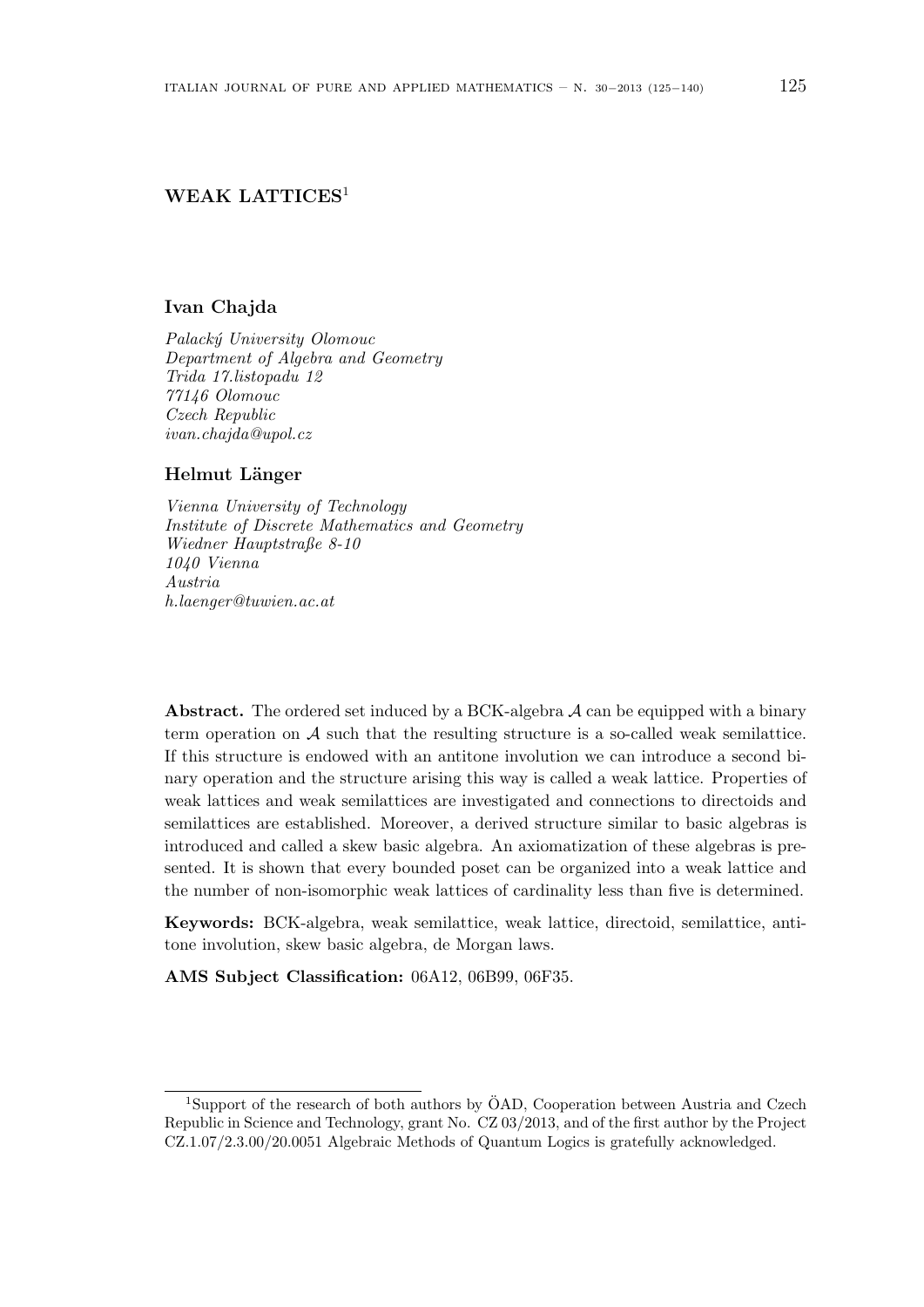# WEAK LATTICES[1]

**Ivan Chajda**

*Palacký University Olomouc*
*Department of Algebra and Geometry*
*Trida 17.listopadu 12*
*77146 Olomouc*
*Czech Republic*
*ivan.chajda@upol.cz*

**Helmut Länger**

*Vienna University of Technology*
*Institute of Discrete Mathematics and Geometry*
*Wiedner Hauptstraße 8-10*
*1040 Vienna*
*Austria*
*h.laenger@tuwien.ac.at*

**Abstract.** The ordered set induced by a BCK-algebra $\mathcal{A}$ can be equipped with a binary term operation on $\mathcal{A}$ such that the resulting structure is a so-called weak semilattice. If this structure is endowed with an antitone involution we can introduce a second binary operation and the structure arising this way is called a weak lattice. Properties of weak lattices and weak semilattices are investigated and connections to directoids and semilattices are established. Moreover, a derived structure similar to basic algebras is introduced and called a skew basic algebra. An axiomatization of these algebras is presented. It is shown that every bounded poset can be organized into a weak lattice and the number of non-isomorphic weak lattices of cardinality less than five is determined.

**Keywords:** BCK-algebra, weak semilattice, weak lattice, directoid, semilattice, antitone involution, skew basic algebra, de Morgan laws.

**AMS Subject Classification:** 06A12, 06B99, 06F35.

---

[1] Support of the research of both authors by ÖAD, Cooperation between Austria and Czech Republic in Science and Technology, grant No. CZ 03/2013, and of the first author by the Project CZ.1.07/2.3.00/20.0051 Algebraic Methods of Quantum Logics is gratefully acknowledged.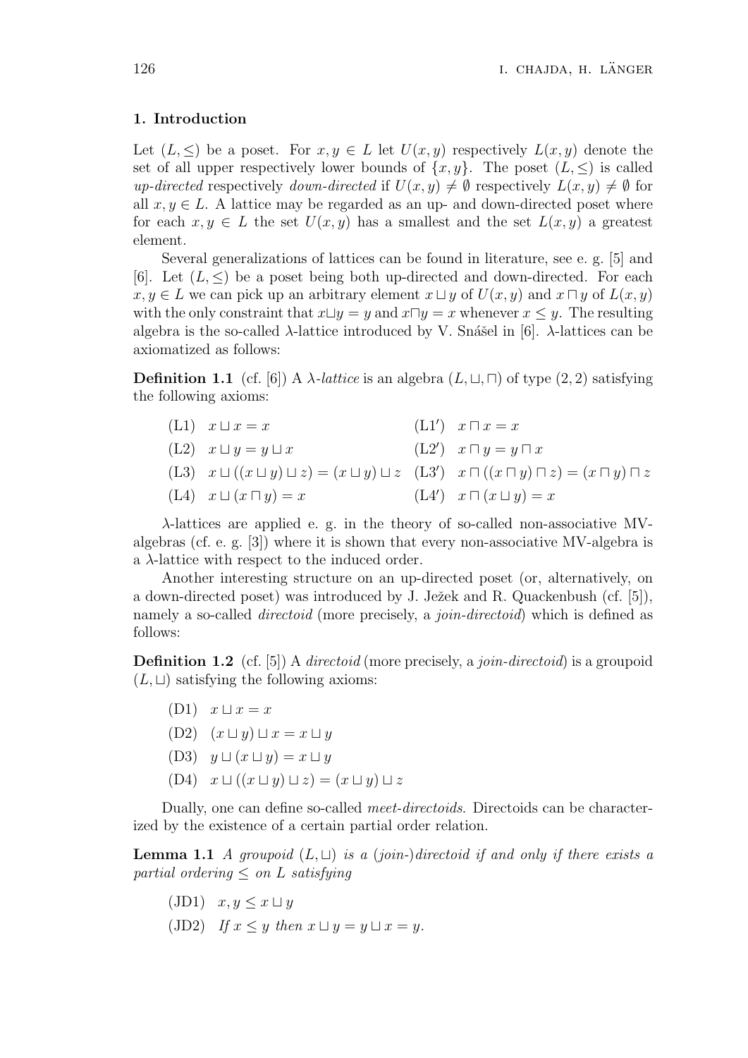## 1. Introduction

Let $(L, \leq)$ be a poset. For $x, y \in L$ let $U(x, y)$ respectively $L(x, y)$ denote the set of all upper respectively lower bounds of $\{x, y\}$. The poset $(L, \leq)$ is called *up-directed* respectively *down-directed* if $U(x, y) \neq \emptyset$ respectively $L(x, y) \neq \emptyset$ for all $x, y \in L$. A lattice may be regarded as an up- and down-directed poset where for each $x, y \in L$ the set $U(x, y)$ has a smallest and the set $L(x, y)$ a greatest element.

Several generalizations of lattices can be found in literature, see e. g. [5] and [6]. Let $(L, \leq)$ be a poset being both up-directed and down-directed. For each $x, y \in L$ we can pick up an arbitrary element $x \sqcup y$ of $U(x, y)$ and $x \sqcap y$ of $L(x, y)$ with the only constraint that $x \sqcup y = y$ and $x \sqcap y = x$ whenever $x \leq y$. The resulting algebra is the so-called $\lambda$-lattice introduced by V. Snášel in [6]. $\lambda$-lattices can be axiomatized as follows:

**Definition 1.1** (cf. [6]) A *$\lambda$-lattice* is an algebra $(L, \sqcup, \sqcap)$ of type $(2, 2)$ satisfying the following axioms:

| | | | |
|---|---|---|---|
| (L1) | $x \sqcup x = x$ | (L1′) | $x \sqcap x = x$ |
| (L2) | $x \sqcup y = y \sqcup x$ | (L2′) | $x \sqcap y = y \sqcap x$ |
| (L3) | $x \sqcup ((x \sqcup y) \sqcup z) = (x \sqcup y) \sqcup z$ | (L3′) | $x \sqcap ((x \sqcap y) \sqcap z) = (x \sqcap y) \sqcap z$ |
| (L4) | $x \sqcup (x \sqcap y) = x$ | (L4′) | $x \sqcap (x \sqcup y) = x$ |

$\lambda$-lattices are applied e. g. in the theory of so-called non-associative MV-algebras (cf. e. g. [3]) where it is shown that every non-associative MV-algebra is a $\lambda$-lattice with respect to the induced order.

Another interesting structure on an up-directed poset (or, alternatively, on a down-directed poset) was introduced by J. Ježek and R. Quackenbush (cf. [5]), namely a so-called *directoid* (more precisely, a *join-directoid*) which is defined as follows:

**Definition 1.2** (cf. [5]) A *directoid* (more precisely, a *join-directoid*) is a groupoid $(L, \sqcup)$ satisfying the following axioms:

- (D1) $x \sqcup x = x$
- (D2) $(x \sqcup y) \sqcup x = x \sqcup y$
- (D3) $y \sqcup (x \sqcup y) = x \sqcup y$
- (D4) $x \sqcup ((x \sqcup y) \sqcup z) = (x \sqcup y) \sqcup z$

Dually, one can define so-called *meet-directoids*. Directoids can be characterized by the existence of a certain partial order relation.

**Lemma 1.1** *A groupoid $(L, \sqcup)$ is a (join-)directoid if and only if there exists a partial ordering $\leq$ on $L$ satisfying*

- (JD1) $x, y \leq x \sqcup y$
- (JD2) *If $x \leq y$ then $x \sqcup y = y \sqcup x = y$.*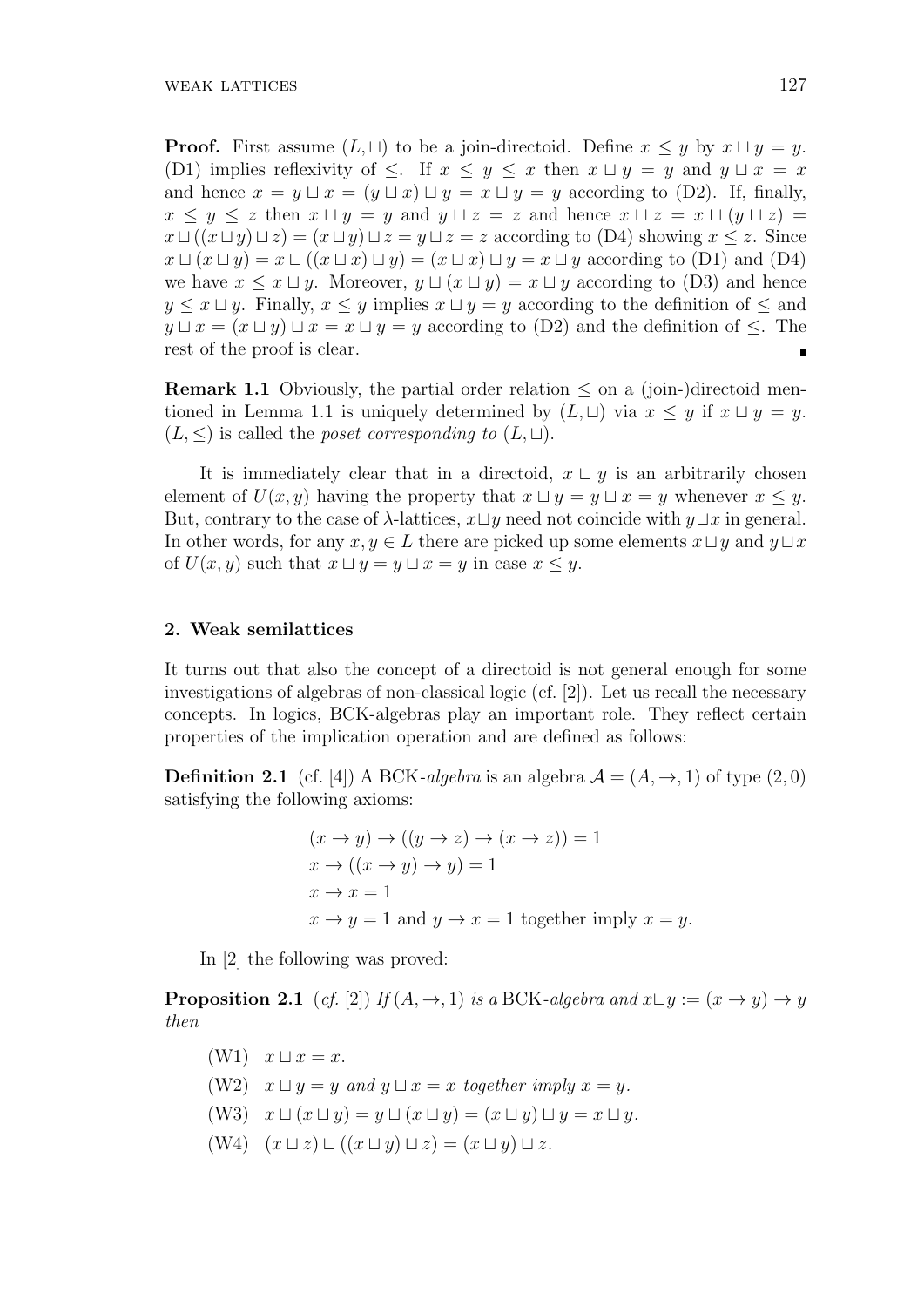**Proof.** First assume $(L, \sqcup)$ to be a join-directoid. Define $x \leq y$ by $x \sqcup y = y$. (D1) implies reflexivity of $\leq$. If $x \leq y \leq x$ then $x \sqcup y = y$ and $y \sqcup x = x$ and hence $x = y \sqcup x = (y \sqcup x) \sqcup y = x \sqcup y = y$ according to (D2). If, finally, $x \leq y \leq z$ then $x \sqcup y = y$ and $y \sqcup z = z$ and hence $x \sqcup z = x \sqcup (y \sqcup z) = x \sqcup ((x \sqcup y) \sqcup z) = (x \sqcup y) \sqcup z = y \sqcup z = z$ according to (D4) showing $x \leq z$. Since $x \sqcup (x \sqcup y) = x \sqcup ((x \sqcup x) \sqcup y) = (x \sqcup x) \sqcup y = x \sqcup y$ according to (D1) and (D4) we have $x \leq x \sqcup y$. Moreover, $y \sqcup (x \sqcup y) = x \sqcup y$ according to (D3) and hence $y \leq x \sqcup y$. Finally, $x \leq y$ implies $x \sqcup y = y$ according to the definition of $\leq$ and $y \sqcup x = (x \sqcup y) \sqcup x = x \sqcup y = y$ according to (D2) and the definition of $\leq$. The rest of the proof is clear. ∎

**Remark 1.1** Obviously, the partial order relation $\leq$ on a (join-)directoid mentioned in Lemma 1.1 is uniquely determined by $(L, \sqcup)$ via $x \leq y$ if $x \sqcup y = y$. $(L, \leq)$ is called the *poset corresponding to* $(L, \sqcup)$.

It is immediately clear that in a directoid, $x \sqcup y$ is an arbitrarily chosen element of $U(x, y)$ having the property that $x \sqcup y = y \sqcup x = y$ whenever $x \leq y$. But, contrary to the case of $\lambda$-lattices, $x \sqcup y$ need not coincide with $y \sqcup x$ in general. In other words, for any $x, y \in L$ there are picked up some elements $x \sqcup y$ and $y \sqcup x$ of $U(x, y)$ such that $x \sqcup y = y \sqcup x = y$ in case $x \leq y$.

## 2. Weak semilattices

It turns out that also the concept of a directoid is not general enough for some investigations of algebras of non-classical logic (cf. [2]). Let us recall the necessary concepts. In logics, BCK-algebras play an important role. They reflect certain properties of the implication operation and are defined as follows:

**Definition 2.1** (cf. [4]) A BCK-*algebra* is an algebra $\mathcal{A} = (A, \to, 1)$ of type $(2, 0)$ satisfying the following axioms:

$$(x \to y) \to ((y \to z) \to (x \to z)) = 1$$
$$x \to ((x \to y) \to y) = 1$$
$$x \to x = 1$$
$$x \to y = 1 \text{ and } y \to x = 1 \text{ together imply } x = y.$$

In [2] the following was proved:

**Proposition 2.1** *(cf. [2]) If $(A, \to, 1)$ is a* BCK*-algebra and $x \sqcup y := (x \to y) \to y$ then*

- (W1) $x \sqcup x = x$.
- (W2) $x \sqcup y = y$ *and* $y \sqcup x = x$ *together imply* $x = y$.
- (W3) $x \sqcup (x \sqcup y) = y \sqcup (x \sqcup y) = (x \sqcup y) \sqcup y = x \sqcup y$.
- (W4) $(x \sqcup z) \sqcup ((x \sqcup y) \sqcup z) = (x \sqcup y) \sqcup z$.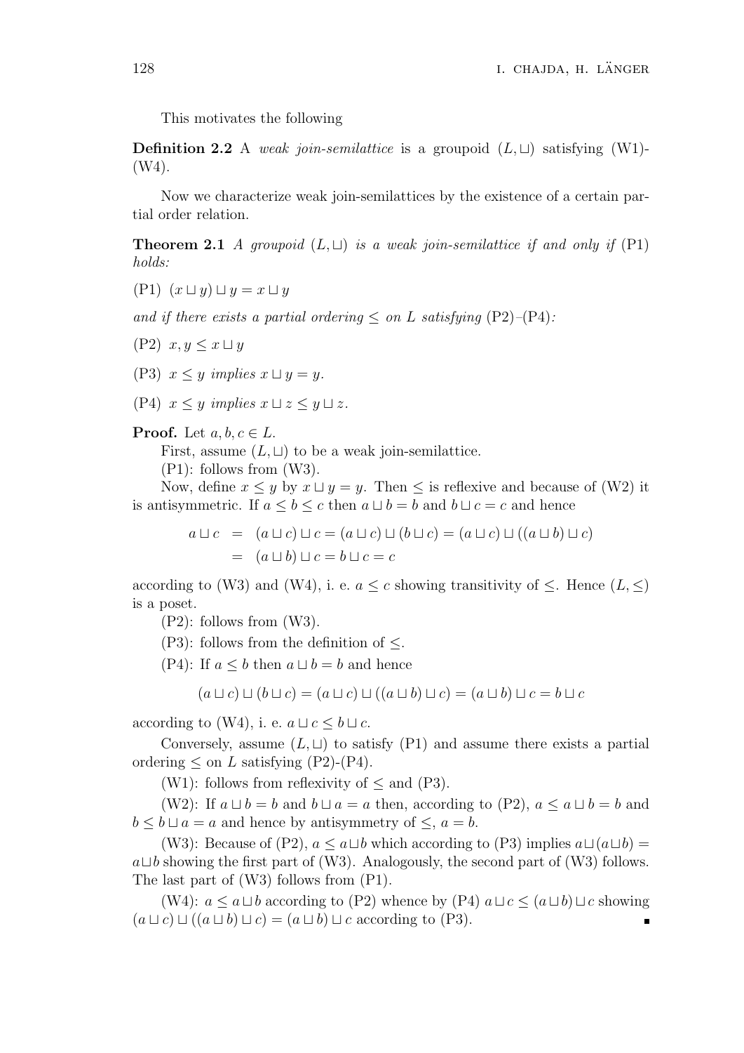This motivates the following

**Definition 2.2** A *weak join-semilattice* is a groupoid $(L, \sqcup)$ satisfying (W1)-(W4).

Now we characterize weak join-semilattices by the existence of a certain partial order relation.

**Theorem 2.1** *A groupoid* $(L, \sqcup)$ *is a weak join-semilattice if and only if* (P1) *holds:*

(P1) $(x \sqcup y) \sqcup y = x \sqcup y$

*and if there exists a partial ordering* $\leq$ *on* $L$ *satisfying* (P2)–(P4)*:*

(P2) $x, y \leq x \sqcup y$

(P3) $x \leq y$ *implies* $x \sqcup y = y$.

(P4) $x \leq y$ *implies* $x \sqcup z \leq y \sqcup z$.

**Proof.** Let $a, b, c \in L$.

First, assume $(L, \sqcup)$ to be a weak join-semilattice.

(P1): follows from (W3).

Now, define $x \leq y$ by $x \sqcup y = y$. Then $\leq$ is reflexive and because of (W2) it is antisymmetric. If $a \leq b \leq c$ then $a \sqcup b = b$ and $b \sqcup c = c$ and hence

$$\begin{aligned} a \sqcup c &= (a \sqcup c) \sqcup c = (a \sqcup c) \sqcup (b \sqcup c) = (a \sqcup c) \sqcup ((a \sqcup b) \sqcup c) \\ &= (a \sqcup b) \sqcup c = b \sqcup c = c \end{aligned}$$

according to (W3) and (W4), i. e. $a \leq c$ showing transitivity of $\leq$. Hence $(L, \leq)$ is a poset.

(P2): follows from (W3).

(P3): follows from the definition of $\leq$.

(P4): If $a \leq b$ then $a \sqcup b = b$ and hence

$$(a \sqcup c) \sqcup (b \sqcup c) = (a \sqcup c) \sqcup ((a \sqcup b) \sqcup c) = (a \sqcup b) \sqcup c = b \sqcup c$$

according to (W4), i. e. $a \sqcup c \leq b \sqcup c$.

Conversely, assume $(L, \sqcup)$ to satisfy (P1) and assume there exists a partial ordering $\leq$ on $L$ satisfying (P2)-(P4).

(W1): follows from reflexivity of $\leq$ and (P3).

(W2): If $a \sqcup b = b$ and $b \sqcup a = a$ then, according to (P2), $a \leq a \sqcup b = b$ and $b \leq b \sqcup a = a$ and hence by antisymmetry of $\leq$, $a = b$.

(W3): Because of (P2), $a \leq a \sqcup b$ which according to (P3) implies $a \sqcup (a \sqcup b) = a \sqcup b$ showing the first part of (W3). Analogously, the second part of (W3) follows. The last part of (W3) follows from (P1).

(W4): $a \leq a \sqcup b$ according to (P2) whence by (P4) $a \sqcup c \leq (a \sqcup b) \sqcup c$ showing $(a \sqcup c) \sqcup ((a \sqcup b) \sqcup c) = (a \sqcup b) \sqcup c$ according to (P3). ∎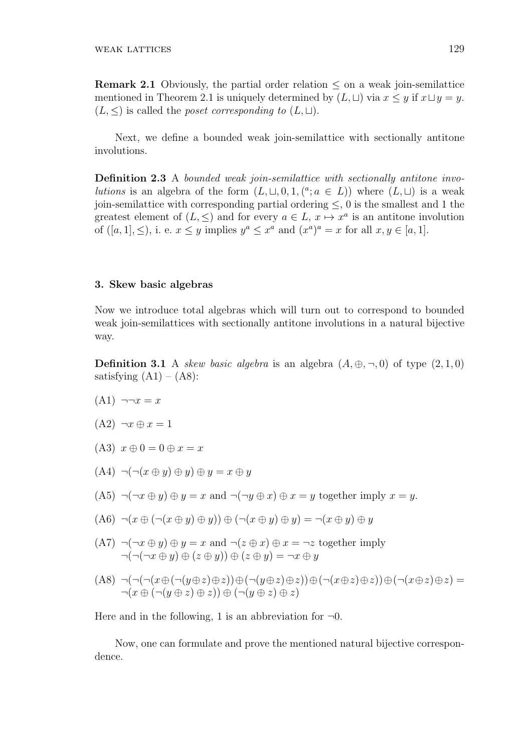**Remark 2.1** Obviously, the partial order relation $\leq$ on a weak join-semilattice mentioned in Theorem 2.1 is uniquely determined by $(L, \sqcup)$ via $x \leq y$ if $x \sqcup y = y$. $(L, \leq)$ is called the *poset corresponding to* $(L, \sqcup)$.

Next, we define a bounded weak join-semilattice with sectionally antitone involutions.

**Definition 2.3** A *bounded weak join-semilattice with sectionally antitone involutions* is an algebra of the form $(L, \sqcup, 0, 1, ({}^a; a \in L))$ where $(L, \sqcup)$ is a weak join-semilattice with corresponding partial ordering $\leq$, 0 is the smallest and 1 the greatest element of $(L, \leq)$ and for every $a \in L$, $x \mapsto x^a$ is an antitone involution of $([a, 1], \leq)$, i. e. $x \leq y$ implies $y^a \leq x^a$ and $(x^a)^a = x$ for all $x, y \in [a, 1]$.

## 3. Skew basic algebras

Now we introduce total algebras which will turn out to correspond to bounded weak join-semilattices with sectionally antitone involutions in a natural bijective way.

**Definition 3.1** A *skew basic algebra* is an algebra $(A, \oplus, \neg, 0)$ of type $(2, 1, 0)$ satisfying (A1) – (A8):

(A1) $\neg\neg x = x$

(A2) $\neg x \oplus x = 1$

(A3) $x \oplus 0 = 0 \oplus x = x$

(A4) $\neg(\neg(x \oplus y) \oplus y) \oplus y = x \oplus y$

(A5) $\neg(\neg x \oplus y) \oplus y = x$ and $\neg(\neg y \oplus x) \oplus x = y$ together imply $x = y$.

(A6) $\neg(x \oplus (\neg(x \oplus y) \oplus y)) \oplus (\neg(x \oplus y) \oplus y) = \neg(x \oplus y) \oplus y$

(A7) $\neg(\neg x \oplus y) \oplus y = x$ and $\neg(z \oplus x) \oplus x = \neg z$ together imply $\neg(\neg(\neg x \oplus y) \oplus (z \oplus y)) \oplus (z \oplus y) = \neg x \oplus y$

(A8) $\neg(\neg(\neg(x \oplus (\neg(y \oplus z) \oplus z)) \oplus (\neg(y \oplus z) \oplus z)) \oplus (\neg(x \oplus z) \oplus z)) \oplus (\neg(x \oplus z) \oplus z) = \neg(x \oplus (\neg(y \oplus z) \oplus z)) \oplus (\neg(y \oplus z) \oplus z)$

Here and in the following, 1 is an abbreviation for $\neg 0$.

Now, one can formulate and prove the mentioned natural bijective correspondence.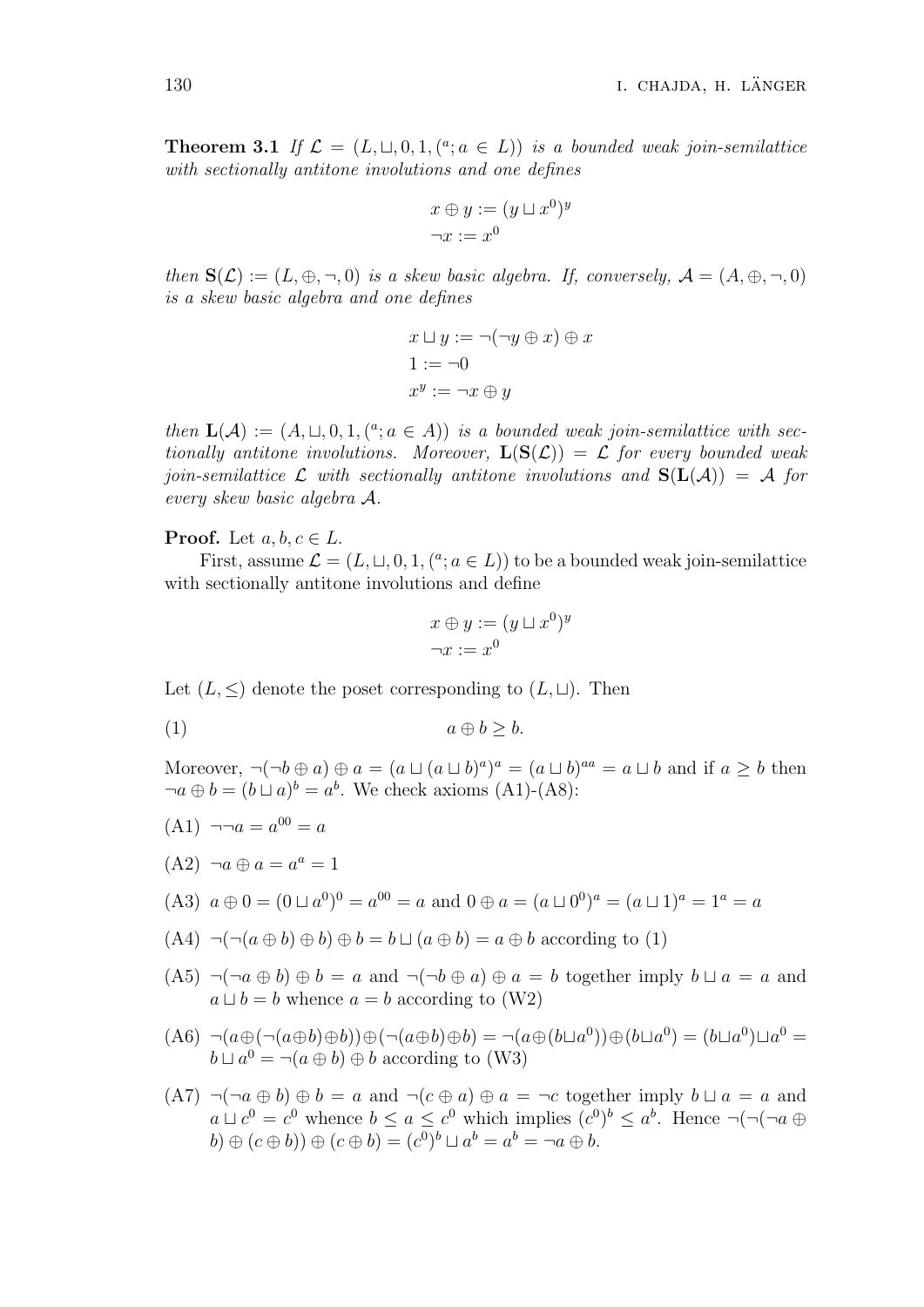**Theorem 3.1** *If $\mathcal{L} = (L, \sqcup, 0, 1, ({}^a; a \in L))$ is a bounded weak join-semilattice with sectionally antitone involutions and one defines*

$$x \oplus y := (y \sqcup x^0)^y$$
$$\neg x := x^0$$

*then $\mathbf{S}(\mathcal{L}) := (L, \oplus, \neg, 0)$ is a skew basic algebra. If, conversely, $\mathcal{A} = (A, \oplus, \neg, 0)$ is a skew basic algebra and one defines*

$$x \sqcup y := \neg(\neg y \oplus x) \oplus x$$
$$1 := \neg 0$$
$$x^y := \neg x \oplus y$$

*then $\mathbf{L}(\mathcal{A}) := (A, \sqcup, 0, 1, ({}^a; a \in A))$ is a bounded weak join-semilattice with sectionally antitone involutions. Moreover, $\mathbf{L}(\mathbf{S}(\mathcal{L})) = \mathcal{L}$ for every bounded weak join-semilattice $\mathcal{L}$ with sectionally antitone involutions and $\mathbf{S}(\mathbf{L}(\mathcal{A})) = \mathcal{A}$ for every skew basic algebra $\mathcal{A}$.*

**Proof.** Let $a, b, c \in L$.

First, assume $\mathcal{L} = (L, \sqcup, 0, 1, ({}^a; a \in L))$ to be a bounded weak join-semilattice with sectionally antitone involutions and define

$$x \oplus y := (y \sqcup x^0)^y$$
$$\neg x := x^0$$

Let $(L, \leq)$ denote the poset corresponding to $(L, \sqcup)$. Then

$$a \oplus b \geq b. \tag{1}$$

Moreover, $\neg(\neg b \oplus a) \oplus a = (a \sqcup (a \sqcup b)^a)^a = (a \sqcup b)^{aa} = a \sqcup b$ and if $a \geq b$ then $\neg a \oplus b = (b \sqcup a)^b = a^b$. We check axioms (A1)-(A8):

(A1) $\neg\neg a = a^{00} = a$

(A2) $\neg a \oplus a = a^a = 1$

(A3) $a \oplus 0 = (0 \sqcup a^0)^0 = a^{00} = a$ and $0 \oplus a = (a \sqcup 0^0)^a = (a \sqcup 1)^a = 1^a = a$

(A4) $\neg(\neg(a \oplus b) \oplus b) \oplus b = b \sqcup (a \oplus b) = a \oplus b$ according to (1)

(A5) $\neg(\neg a \oplus b) \oplus b = a$ and $\neg(\neg b \oplus a) \oplus a = b$ together imply $b \sqcup a = a$ and $a \sqcup b = b$ whence $a = b$ according to (W2)

(A6) $\neg(a \oplus (\neg(a \oplus b) \oplus b)) \oplus (\neg(a \oplus b) \oplus b) = \neg(a \oplus (b \sqcup a^0)) \oplus (b \sqcup a^0) = (b \sqcup a^0) \sqcup a^0 = b \sqcup a^0 = \neg(a \oplus b) \oplus b$ according to (W3)

(A7) $\neg(\neg a \oplus b) \oplus b = a$ and $\neg(c \oplus a) \oplus a = \neg c$ together imply $b \sqcup a = a$ and $a \sqcup c^0 = c^0$ whence $b \leq a \leq c^0$ which implies $(c^0)^b \leq a^b$. Hence $\neg(\neg(\neg a \oplus b) \oplus (c \oplus b)) \oplus (c \oplus b) = (c^0)^b \sqcup a^b = a^b = \neg a \oplus b$.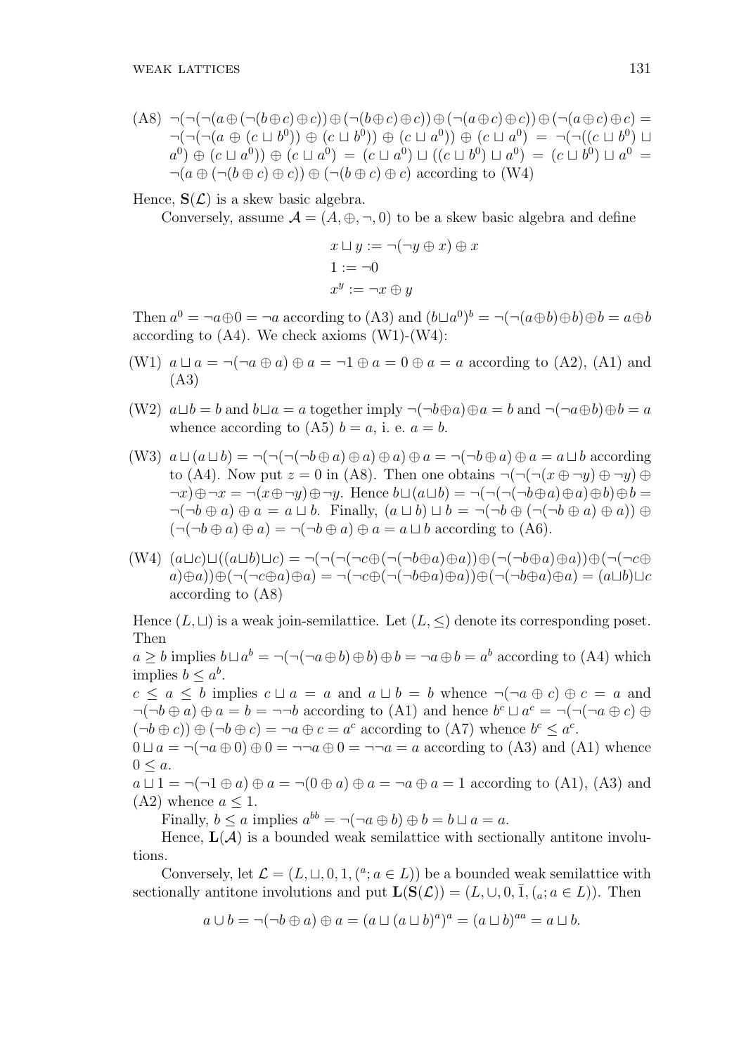(A8) $\neg(\neg(\neg(a\oplus(\neg(b\oplus c)\oplus c))\oplus(\neg(b\oplus c)\oplus c))\oplus(\neg(a\oplus c)\oplus c))\oplus(\neg(a\oplus c)\oplus c) = \neg(\neg(\neg(a\oplus(c\sqcup b^0))\oplus(c\sqcup b^0))\oplus(c\sqcup a^0))\oplus(c\sqcup a^0) = \neg(\neg((c\sqcup b^0)\sqcup a^0)\oplus(c\sqcup a^0))\oplus(c\sqcup a^0) = (c\sqcup a^0)\sqcup((c\sqcup b^0)\sqcup a^0) = (c\sqcup b^0)\sqcup a^0 = \neg(a\oplus(\neg(b\oplus c)\oplus c))\oplus(\neg(b\oplus c)\oplus c)$ according to (W4)

Hence, $\mathbf{S}(\mathcal{L})$ is a skew basic algebra.

Conversely, assume $\mathcal{A} = (A, \oplus, \neg, 0)$ to be a skew basic algebra and define

$$x \sqcup y := \neg(\neg y \oplus x) \oplus x$$
$$1 := \neg 0$$
$$x^y := \neg x \oplus y$$

Then $a^0 = \neg a \oplus 0 = \neg a$ according to (A3) and $(b \sqcup a^0)^b = \neg(\neg(a\oplus b)\oplus b)\oplus b = a\oplus b$ according to (A4). We check axioms (W1)-(W4):

(W1) $a \sqcup a = \neg(\neg a \oplus a) \oplus a = \neg 1 \oplus a = 0 \oplus a = a$ according to (A2), (A1) and (A3)

(W2) $a \sqcup b = b$ and $b \sqcup a = a$ together imply $\neg(\neg b \oplus a) \oplus a = b$ and $\neg(\neg a \oplus b) \oplus b = a$ whence according to (A5) $b = a$, i. e. $a = b$.

(W3) $a \sqcup (a \sqcup b) = \neg(\neg(\neg(\neg b \oplus a) \oplus a) \oplus a) \oplus a = \neg(\neg b \oplus a) \oplus a = a \sqcup b$ according to (A4). Now put $z = 0$ in (A8). Then one obtains $\neg(\neg(\neg(x \oplus \neg y) \oplus \neg y) \oplus \neg x) \oplus \neg x = \neg(x \oplus \neg y) \oplus \neg y$. Hence $b \sqcup (a \sqcup b) = \neg(\neg(\neg(\neg b \oplus a) \oplus a) \oplus b) \oplus b = \neg(\neg b \oplus a) \oplus a = a \sqcup b$. Finally, $(a \sqcup b) \sqcup b = \neg(\neg b \oplus (\neg(\neg b \oplus a) \oplus a)) \oplus (\neg(\neg b \oplus a) \oplus a) = \neg(\neg b \oplus a) \oplus a = a \sqcup b$ according to (A6).

(W4) $(a \sqcup c) \sqcup ((a \sqcup b) \sqcup c) = \neg(\neg(\neg(\neg c \oplus (\neg(\neg b \oplus a) \oplus a)) \oplus (\neg(\neg b \oplus a) \oplus a)) \oplus (\neg(\neg c \oplus a) \oplus a)) \oplus (\neg(\neg c \oplus a) \oplus a) = \neg(\neg c \oplus (\neg(\neg b \oplus a) \oplus a)) \oplus (\neg(\neg b \oplus a) \oplus a) = (a \sqcup b) \sqcup c$ according to (A8)

Hence $(L, \sqcup)$ is a weak join-semilattice. Let $(L, \leq)$ denote its corresponding poset. Then

$a \geq b$ implies $b \sqcup a^b = \neg(\neg(\neg a \oplus b) \oplus b) \oplus b = \neg a \oplus b = a^b$ according to (A4) which implies $b \leq a^b$.

$c \leq a \leq b$ implies $c \sqcup a = a$ and $a \sqcup b = b$ whence $\neg(\neg a \oplus c) \oplus c = a$ and $\neg(\neg b \oplus a) \oplus a = b = \neg\neg b$ according to (A1) and hence $b^c \sqcup a^c = \neg(\neg(\neg a \oplus c) \oplus (\neg b \oplus c)) \oplus (\neg b \oplus c) = \neg a \oplus c = a^c$ according to (A7) whence $b^c \leq a^c$.

$0 \sqcup a = \neg(\neg a \oplus 0) \oplus 0 = \neg\neg a \oplus 0 = \neg\neg a = a$ according to (A3) and (A1) whence $0 \leq a$.

$a \sqcup 1 = \neg(\neg 1 \oplus a) \oplus a = \neg(0 \oplus a) \oplus a = \neg a \oplus a = 1$ according to (A1), (A3) and (A2) whence $a \leq 1$.

Finally, $b \leq a$ implies $a^{bb} = \neg(\neg a \oplus b) \oplus b = b \sqcup a = a$.

Hence, $\mathbf{L}(\mathcal{A})$ is a bounded weak semilattice with sectionally antitone involutions.

Conversely, let $\mathcal{L} = (L, \sqcup, 0, 1, ({}^a; a \in L))$ be a bounded weak semilattice with sectionally antitone involutions and put $\mathbf{L}(\mathbf{S}(\mathcal{L})) = (L, \cup, 0, \bar{1}, ({}_a; a \in L))$. Then

$$a \cup b = \neg(\neg b \oplus a) \oplus a = (a \sqcup (a \sqcup b)^a)^a = (a \sqcup b)^{aa} = a \sqcup b.$$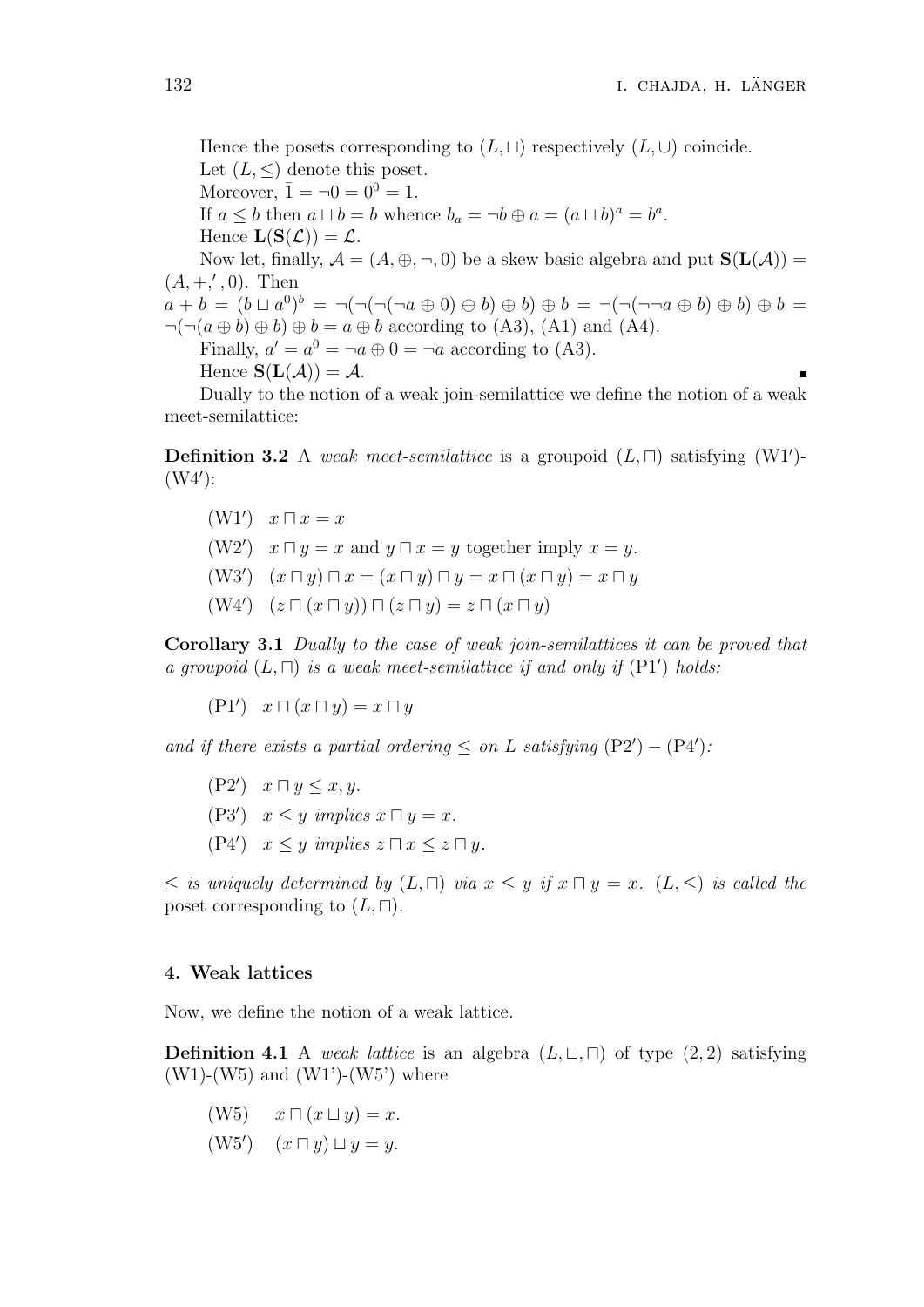Hence the posets corresponding to $(L, \sqcup)$ respectively $(L, \cup)$ coincide.

Let $(L, \leq)$ denote this poset.

Moreover, $\bar{1} = \neg 0 = 0^0 = 1$.

If $a \leq b$ then $a \sqcup b = b$ whence $b_a = \neg b \oplus a = (a \sqcup b)^a = b^a$.

Hence $\mathbf{L}(\mathbf{S}(\mathcal{L})) = \mathcal{L}$.

Now let, finally, $\mathcal{A} = (A, \oplus, \neg, 0)$ be a skew basic algebra and put $\mathbf{S}(\mathbf{L}(\mathcal{A})) = (A, +, ', 0)$. Then

$a + b = (b \sqcup a^0)^b = \neg(\neg(\neg(\neg a \oplus 0) \oplus b) \oplus b) \oplus b = \neg(\neg(\neg\neg a \oplus b) \oplus b) \oplus b = \neg(\neg(a \oplus b) \oplus b) \oplus b = a \oplus b$ according to (A3), (A1) and (A4).

Finally, $a' = a^0 = \neg a \oplus 0 = \neg a$ according to (A3).

Hence $\mathbf{S}(\mathbf{L}(\mathcal{A})) = \mathcal{A}$. ∎

Dually to the notion of a weak join-semilattice we define the notion of a weak meet-semilattice:

**Definition 3.2** A *weak meet-semilattice* is a groupoid $(L, \sqcap)$ satisfying (W1′)-(W4′):

- (W1′) $x \sqcap x = x$
- (W2′) $x \sqcap y = x$ and $y \sqcap x = y$ together imply $x = y$.
- (W3′) $(x \sqcap y) \sqcap x = (x \sqcap y) \sqcap y = x \sqcap (x \sqcap y) = x \sqcap y$
- (W4′) $(z \sqcap (x \sqcap y)) \sqcap (z \sqcap y) = z \sqcap (x \sqcap y)$

**Corollary 3.1** *Dually to the case of weak join-semilattices it can be proved that a groupoid $(L, \sqcap)$ is a weak meet-semilattice if and only if* (P1′) *holds:*

- (P1′) $x \sqcap (x \sqcap y) = x \sqcap y$

*and if there exists a partial ordering $\leq$ on $L$ satisfying* (P2′) – (P4′)*:*

- (P2′) $x \sqcap y \leq x, y$.
- (P3′) $x \leq y$ *implies* $x \sqcap y = x$.
- (P4′) $x \leq y$ *implies* $z \sqcap x \leq z \sqcap y$.

$\leq$ *is uniquely determined by $(L, \sqcap)$ via $x \leq y$ if $x \sqcap y = x$. $(L, \leq)$ is called the* poset corresponding to $(L, \sqcap)$.

## 4. Weak lattices

Now, we define the notion of a weak lattice.

**Definition 4.1** A *weak lattice* is an algebra $(L, \sqcup, \sqcap)$ of type $(2, 2)$ satisfying (W1)-(W5) and (W1')-(W5') where

- (W5) $x \sqcap (x \sqcup y) = x$.
- (W5′) $(x \sqcap y) \sqcup y = y$.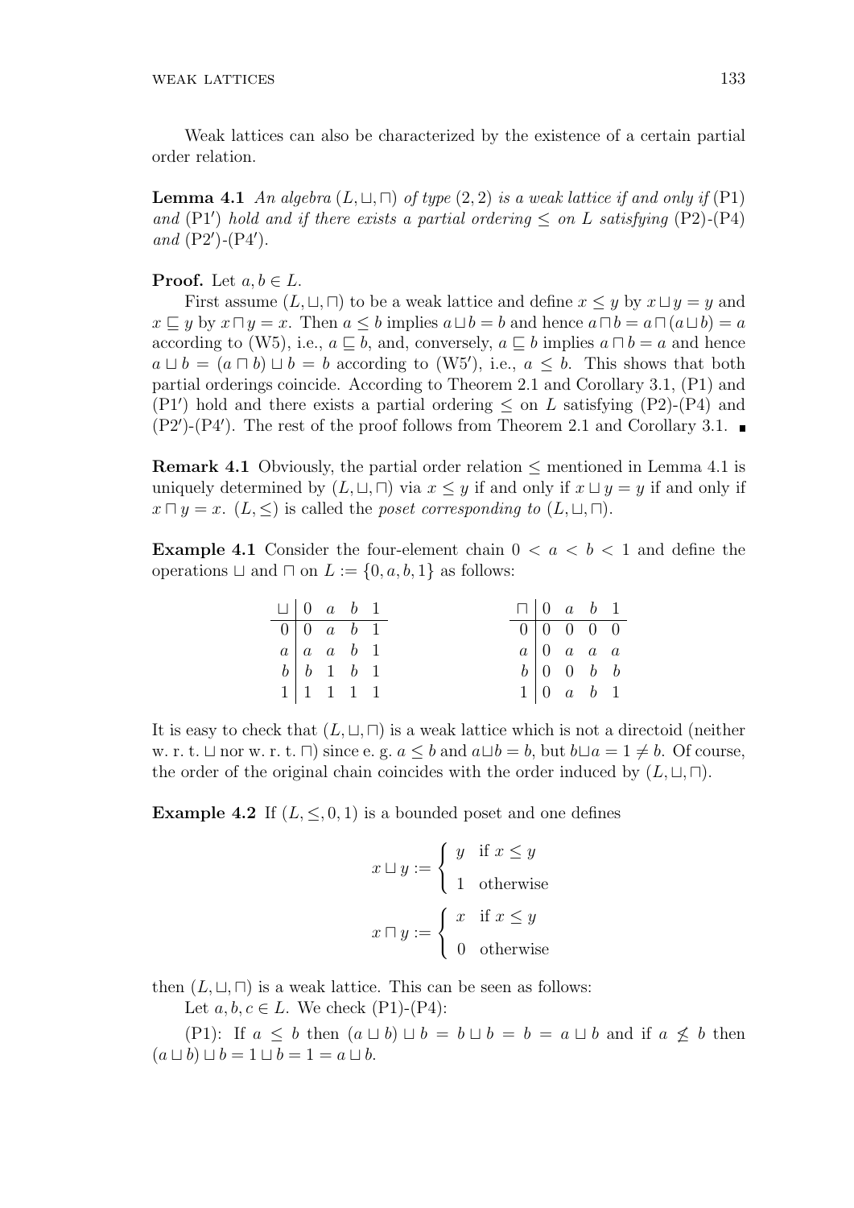Weak lattices can also be characterized by the existence of a certain partial order relation.

**Lemma 4.1** *An algebra* $(L, \sqcup, \sqcap)$ *of type* $(2,2)$ *is a weak lattice if and only if* (P1) *and* (P1′) *hold and if there exists a partial ordering* $\leq$ *on* $L$ *satisfying* (P2)-(P4) *and* (P2′)-(P4′).

**Proof.** Let $a, b \in L$.

First assume $(L, \sqcup, \sqcap)$ to be a weak lattice and define $x \leq y$ by $x \sqcup y = y$ and $x \sqsubseteq y$ by $x \sqcap y = x$. Then $a \leq b$ implies $a \sqcup b = b$ and hence $a \sqcap b = a \sqcap (a \sqcup b) = a$ according to (W5), i.e., $a \sqsubseteq b$, and, conversely, $a \sqsubseteq b$ implies $a \sqcap b = a$ and hence $a \sqcup b = (a \sqcap b) \sqcup b = b$ according to (W5′), i.e., $a \leq b$. This shows that both partial orderings coincide. According to Theorem 2.1 and Corollary 3.1, (P1) and (P1′) hold and there exists a partial ordering $\leq$ on $L$ satisfying (P2)-(P4) and (P2′)-(P4′). The rest of the proof follows from Theorem 2.1 and Corollary 3.1. ∎

**Remark 4.1** Obviously, the partial order relation $\leq$ mentioned in Lemma 4.1 is uniquely determined by $(L, \sqcup, \sqcap)$ via $x \leq y$ if and only if $x \sqcup y = y$ if and only if $x \sqcap y = x$. $(L, \leq)$ is called the *poset corresponding to* $(L, \sqcup, \sqcap)$.

**Example 4.1** Consider the four-element chain $0 < a < b < 1$ and define the operations $\sqcup$ and $\sqcap$ on $L := \{0, a, b, 1\}$ as follows:

| $\sqcup$ | $0$ | $a$ | $b$ | $1$ |
|---|---|---|---|---|
| $0$ | $0$ | $a$ | $b$ | $1$ |
| $a$ | $a$ | $a$ | $b$ | $1$ |
| $b$ | $b$ | $1$ | $b$ | $1$ |
| $1$ | $1$ | $1$ | $1$ | $1$ |

| $\sqcap$ | $0$ | $a$ | $b$ | $1$ |
|---|---|---|---|---|
| $0$ | $0$ | $0$ | $0$ | $0$ |
| $a$ | $0$ | $a$ | $a$ | $a$ |
| $b$ | $0$ | $0$ | $b$ | $b$ |
| $1$ | $0$ | $a$ | $b$ | $1$ |

It is easy to check that $(L, \sqcup, \sqcap)$ is a weak lattice which is not a directoid (neither w. r. t. $\sqcup$ nor w. r. t. $\sqcap$) since e. g. $a \leq b$ and $a \sqcup b = b$, but $b \sqcup a = 1 \neq b$. Of course, the order of the original chain coincides with the order induced by $(L, \sqcup, \sqcap)$.

**Example 4.2** If $(L, \leq, 0, 1)$ is a bounded poset and one defines

$$x \sqcup y := \begin{cases} y & \text{if } x \leq y \\ 1 & \text{otherwise} \end{cases}$$

$$x \sqcap y := \begin{cases} x & \text{if } x \leq y \\ 0 & \text{otherwise} \end{cases}$$

then $(L, \sqcup, \sqcap)$ is a weak lattice. This can be seen as follows:

Let $a, b, c \in L$. We check (P1)-(P4):

(P1): If $a \leq b$ then $(a \sqcup b) \sqcup b = b \sqcup b = b = a \sqcup b$ and if $a \not\leq b$ then $(a \sqcup b) \sqcup b = 1 \sqcup b = 1 = a \sqcup b$.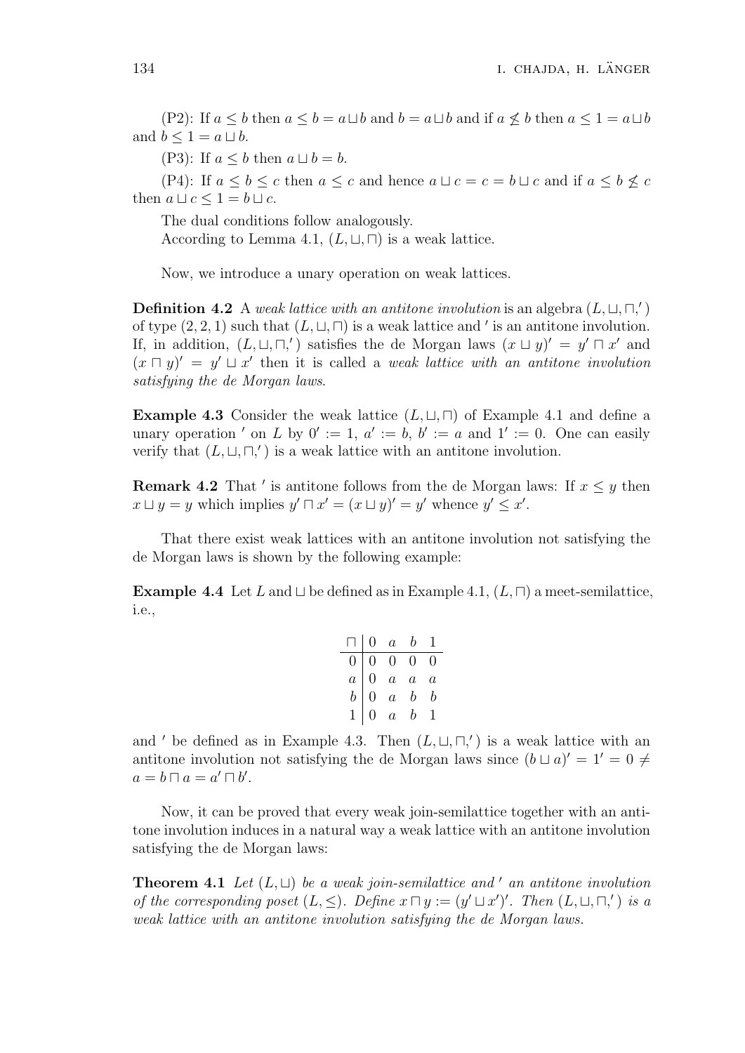(P2): If $a \leq b$ then $a \leq b = a \sqcup b$ and $b = a \sqcup b$ and if $a \not\leq b$ then $a \leq 1 = a \sqcup b$ and $b \leq 1 = a \sqcup b$.

(P3): If $a \leq b$ then $a \sqcup b = b$.

(P4): If $a \leq b \leq c$ then $a \leq c$ and hence $a \sqcup c = c = b \sqcup c$ and if $a \leq b \not\leq c$ then $a \sqcup c \leq 1 = b \sqcup c$.

The dual conditions follow analogously.

According to Lemma 4.1, $(L, \sqcup, \sqcap)$ is a weak lattice.

Now, we introduce a unary operation on weak lattices.

**Definition 4.2** A *weak lattice with an antitone involution* is an algebra $(L, \sqcup, \sqcap, ')$ of type $(2, 2, 1)$ such that $(L, \sqcup, \sqcap)$ is a weak lattice and $'$ is an antitone involution. If, in addition, $(L, \sqcup, \sqcap, ')$ satisfies the de Morgan laws $(x \sqcup y)' = y' \sqcap x'$ and $(x \sqcap y)' = y' \sqcup x'$ then it is called a *weak lattice with an antitone involution satisfying the de Morgan laws*.

**Example 4.3** Consider the weak lattice $(L, \sqcup, \sqcap)$ of Example 4.1 and define a unary operation $'$ on $L$ by $0' := 1$, $a' := b$, $b' := a$ and $1' := 0$. One can easily verify that $(L, \sqcup, \sqcap, ')$ is a weak lattice with an antitone involution.

**Remark 4.2** That $'$ is antitone follows from the de Morgan laws: If $x \leq y$ then $x \sqcup y = y$ which implies $y' \sqcap x' = (x \sqcup y)' = y'$ whence $y' \leq x'$.

That there exist weak lattices with an antitone involution not satisfying the de Morgan laws is shown by the following example:

**Example 4.4** Let $L$ and $\sqcup$ be defined as in Example 4.1, $(L, \sqcap)$ a meet-semilattice, i.e.,

| $\sqcap$ | $0$ | $a$ | $b$ | $1$ |
|---|---|---|---|---|
| $0$ | $0$ | $0$ | $0$ | $0$ |
| $a$ | $0$ | $a$ | $a$ | $a$ |
| $b$ | $0$ | $a$ | $b$ | $b$ |
| $1$ | $0$ | $a$ | $b$ | $1$ |

and $'$ be defined as in Example 4.3. Then $(L, \sqcup, \sqcap, ')$ is a weak lattice with an antitone involution not satisfying the de Morgan laws since $(b \sqcup a)' = 1' = 0 \neq a = b \sqcap a = a' \sqcap b'$.

Now, it can be proved that every weak join-semilattice together with an antitone involution induces in a natural way a weak lattice with an antitone involution satisfying the de Morgan laws:

**Theorem 4.1** *Let $(L, \sqcup)$ be a weak join-semilattice and $'$ an antitone involution of the corresponding poset $(L, \leq)$. Define $x \sqcap y := (y' \sqcup x')'$. Then $(L, \sqcup, \sqcap, ')$ is a weak lattice with an antitone involution satisfying the de Morgan laws.*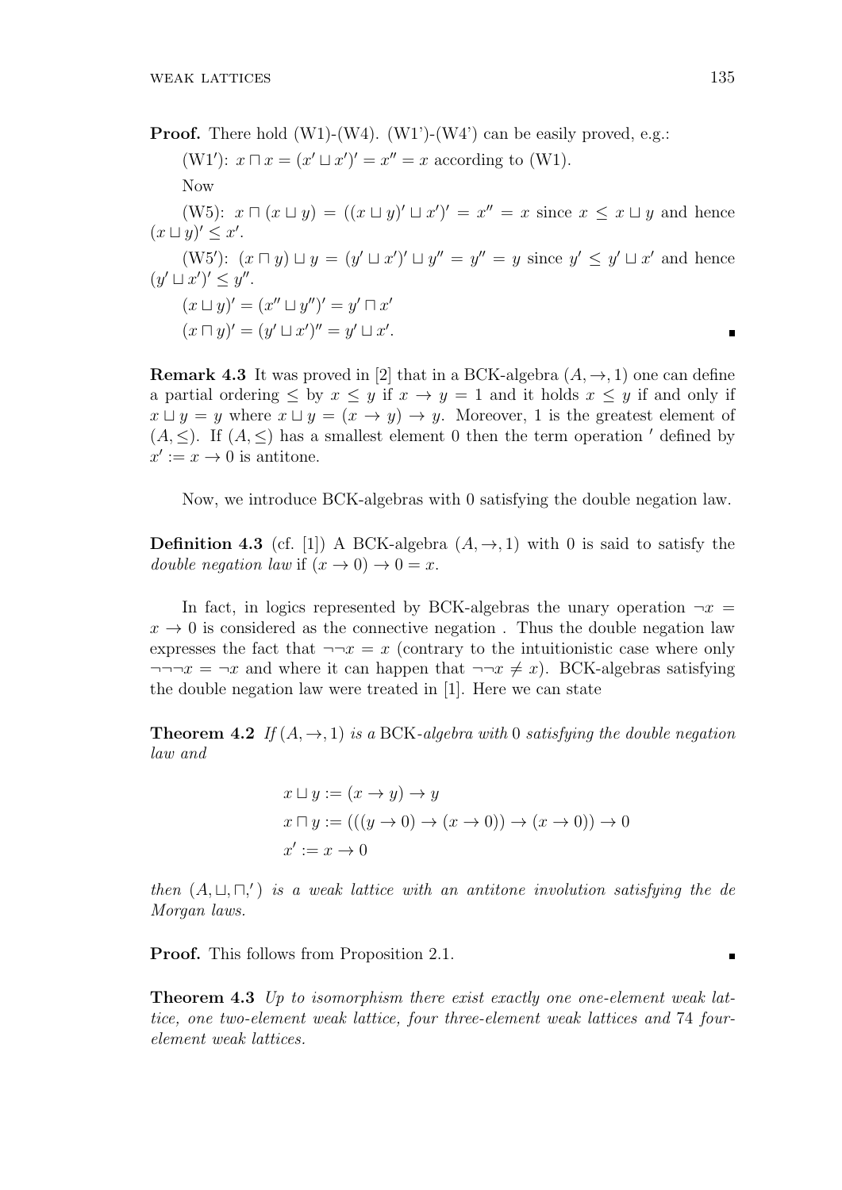**Proof.** There hold (W1)-(W4). (W1')-(W4') can be easily proved, e.g.:

(W1'): $x \sqcap x = (x' \sqcup x')' = x'' = x$ according to (W1).

Now

(W5): $x \sqcap (x \sqcup y) = ((x \sqcup y)' \sqcup x')' = x'' = x$ since $x \leq x \sqcup y$ and hence $(x \sqcup y)' \leq x'$.

(W5'): $(x \sqcap y) \sqcup y = (y' \sqcup x')' \sqcup y'' = y'' = y$ since $y' \leq y' \sqcup x'$ and hence $(y' \sqcup x')' \leq y''$.

$(x \sqcup y)' = (x'' \sqcup y'')' = y' \sqcap x'$

$(x \sqcap y)' = (y' \sqcup x')'' = y' \sqcup x'$. ∎

**Remark 4.3** It was proved in [2] that in a BCK-algebra $(A, \rightarrow, 1)$ one can define a partial ordering $\leq$ by $x \leq y$ if $x \rightarrow y = 1$ and it holds $x \leq y$ if and only if $x \sqcup y = y$ where $x \sqcup y = (x \rightarrow y) \rightarrow y$. Moreover, 1 is the greatest element of $(A, \leq)$. If $(A, \leq)$ has a smallest element 0 then the term operation $'$ defined by $x' := x \rightarrow 0$ is antitone.

Now, we introduce BCK-algebras with 0 satisfying the double negation law.

**Definition 4.3** (cf. [1]) A BCK-algebra $(A, \rightarrow, 1)$ with 0 is said to satisfy the *double negation law* if $(x \rightarrow 0) \rightarrow 0 = x$.

In fact, in logics represented by BCK-algebras the unary operation $\neg x = x \rightarrow 0$ is considered as the connective negation . Thus the double negation law expresses the fact that $\neg\neg x = x$ (contrary to the intuitionistic case where only $\neg\neg\neg x = \neg x$ and where it can happen that $\neg\neg x \neq x$). BCK-algebras satisfying the double negation law were treated in [1]. Here we can state

**Theorem 4.2** *If $(A, \rightarrow, 1)$ is a BCK-algebra with 0 satisfying the double negation law and*

$$x \sqcup y := (x \rightarrow y) \rightarrow y$$
$$x \sqcap y := (((y \rightarrow 0) \rightarrow (x \rightarrow 0)) \rightarrow (x \rightarrow 0)) \rightarrow 0$$
$$x' := x \rightarrow 0$$

*then $(A, \sqcup, \sqcap, ')$ is a weak lattice with an antitone involution satisfying the de Morgan laws.*

**Proof.** This follows from Proposition 2.1. ∎

**Theorem 4.3** *Up to isomorphism there exist exactly one one-element weak lattice, one two-element weak lattice, four three-element weak lattices and* 74 *four-element weak lattices.*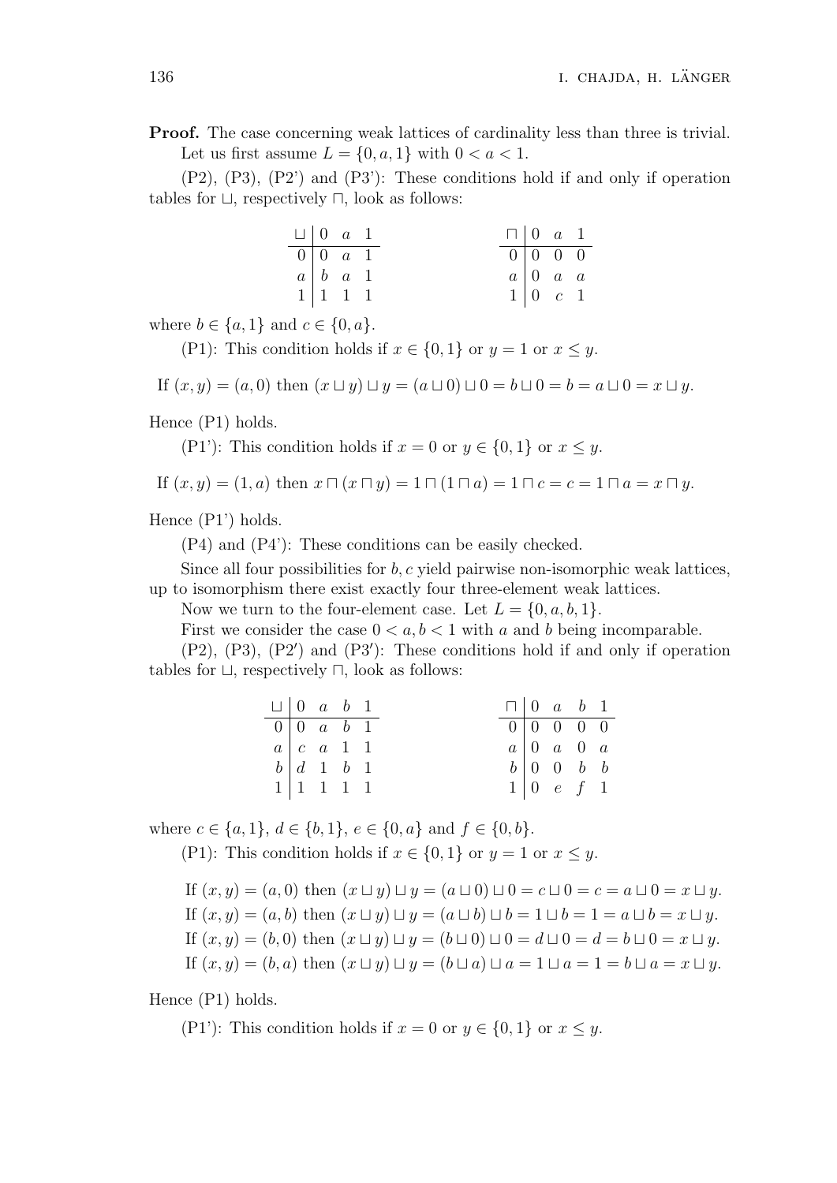**Proof.** The case concerning weak lattices of cardinality less than three is trivial.

Let us first assume $L = \{0, a, 1\}$ with $0 < a < 1$.

(P2), (P3), (P2') and (P3'): These conditions hold if and only if operation tables for $\sqcup$, respectively $\sqcap$, look as follows:

| $\sqcup$ | $0$ | $a$ | $1$ |
|---|---|---|---|
| $0$ | $0$ | $a$ | $1$ |
| $a$ | $b$ | $a$ | $1$ |
| $1$ | $1$ | $1$ | $1$ |

| $\sqcap$ | $0$ | $a$ | $1$ |
|---|---|---|---|
| $0$ | $0$ | $0$ | $0$ |
| $a$ | $0$ | $a$ | $a$ |
| $1$ | $0$ | $c$ | $1$ |

where $b \in \{a, 1\}$ and $c \in \{0, a\}$.

(P1): This condition holds if $x \in \{0, 1\}$ or $y = 1$ or $x \leq y$.

$$\text{If } (x, y) = (a, 0) \text{ then } (x \sqcup y) \sqcup y = (a \sqcup 0) \sqcup 0 = b \sqcup 0 = b = a \sqcup 0 = x \sqcup y.$$

Hence (P1) holds.

(P1'): This condition holds if $x = 0$ or $y \in \{0, 1\}$ or $x \leq y$.

$$\text{If } (x, y) = (1, a) \text{ then } x \sqcap (x \sqcap y) = 1 \sqcap (1 \sqcap a) = 1 \sqcap c = c = 1 \sqcap a = x \sqcap y.$$

Hence (P1') holds.

(P4) and (P4'): These conditions can be easily checked.

Since all four possibilities for $b, c$ yield pairwise non-isomorphic weak lattices, up to isomorphism there exist exactly four three-element weak lattices.

Now we turn to the four-element case. Let $L = \{0, a, b, 1\}$.

First we consider the case $0 < a, b < 1$ with $a$ and $b$ being incomparable.

(P2), (P3), (P2′) and (P3′): These conditions hold if and only if operation tables for $\sqcup$, respectively $\sqcap$, look as follows:

| $\sqcup$ | $0$ | $a$ | $b$ | $1$ |
|---|---|---|---|---|
| $0$ | $0$ | $a$ | $b$ | $1$ |
| $a$ | $c$ | $a$ | $1$ | $1$ |
| $b$ | $d$ | $1$ | $b$ | $1$ |
| $1$ | $1$ | $1$ | $1$ | $1$ |

| $\sqcap$ | $0$ | $a$ | $b$ | $1$ |
|---|---|---|---|---|
| $0$ | $0$ | $0$ | $0$ | $0$ |
| $a$ | $0$ | $a$ | $0$ | $a$ |
| $b$ | $0$ | $0$ | $b$ | $b$ |
| $1$ | $0$ | $e$ | $f$ | $1$ |

where $c \in \{a, 1\}$, $d \in \{b, 1\}$, $e \in \{0, a\}$ and $f \in \{0, b\}$.

(P1): This condition holds if $x \in \{0, 1\}$ or $y = 1$ or $x \leq y$.

If $(x, y) = (a, 0)$ then $(x \sqcup y) \sqcup y = (a \sqcup 0) \sqcup 0 = c \sqcup 0 = c = a \sqcup 0 = x \sqcup y$.
If $(x, y) = (a, b)$ then $(x \sqcup y) \sqcup y = (a \sqcup b) \sqcup b = 1 \sqcup b = 1 = a \sqcup b = x \sqcup y$.
If $(x, y) = (b, 0)$ then $(x \sqcup y) \sqcup y = (b \sqcup 0) \sqcup 0 = d \sqcup 0 = d = b \sqcup 0 = x \sqcup y$.
If $(x, y) = (b, a)$ then $(x \sqcup y) \sqcup y = (b \sqcup a) \sqcup a = 1 \sqcup a = 1 = b \sqcup a = x \sqcup y$.

Hence (P1) holds.

(P1'): This condition holds if $x = 0$ or $y \in \{0, 1\}$ or $x \leq y$.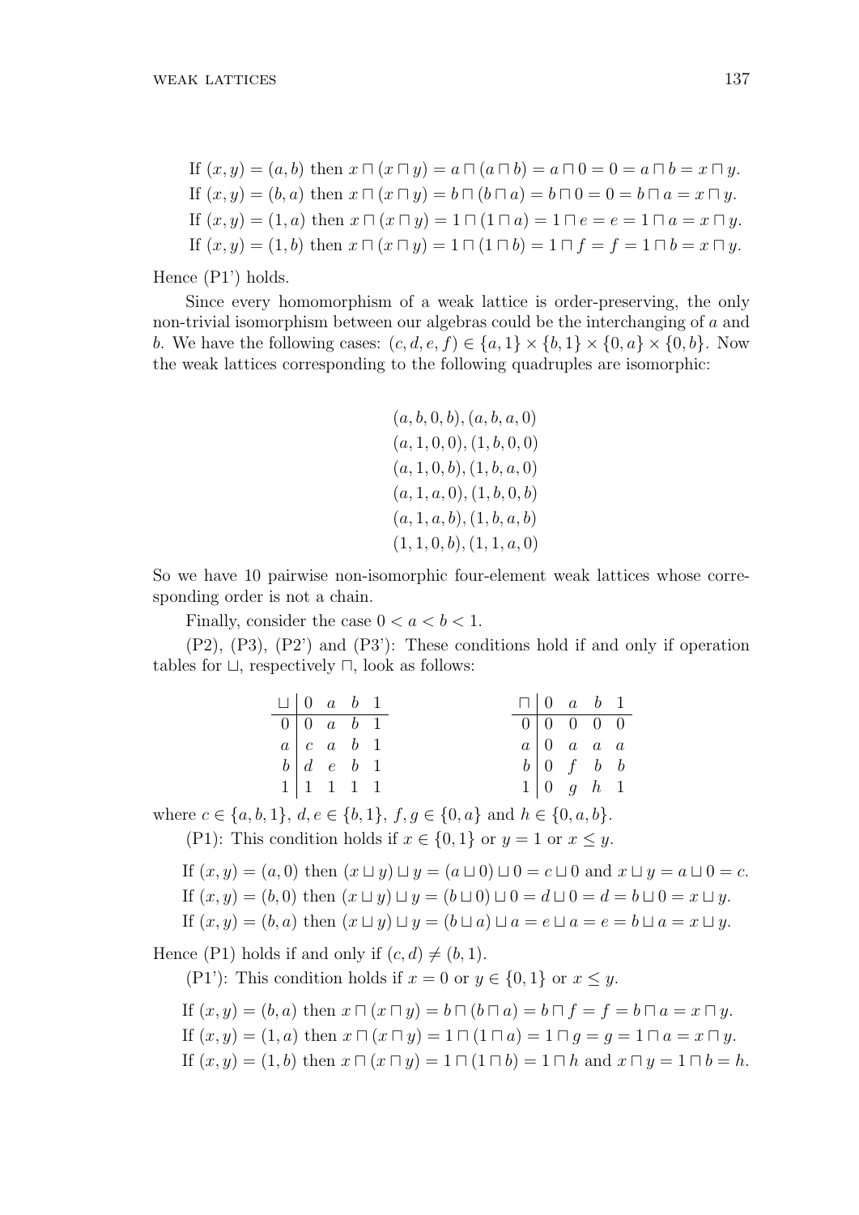If $(x, y) = (a, b)$ then $x \sqcap (x \sqcap y) = a \sqcap (a \sqcap b) = a \sqcap 0 = 0 = a \sqcap b = x \sqcap y$.

If $(x, y) = (b, a)$ then $x \sqcap (x \sqcap y) = b \sqcap (b \sqcap a) = b \sqcap 0 = 0 = b \sqcap a = x \sqcap y$.

If $(x, y) = (1, a)$ then $x \sqcap (x \sqcap y) = 1 \sqcap (1 \sqcap a) = 1 \sqcap e = e = 1 \sqcap a = x \sqcap y$.

If $(x, y) = (1, b)$ then $x \sqcap (x \sqcap y) = 1 \sqcap (1 \sqcap b) = 1 \sqcap f = f = 1 \sqcap b = x \sqcap y$.

Hence (P1') holds.

Since every homomorphism of a weak lattice is order-preserving, the only non-trivial isomorphism between our algebras could be the interchanging of $a$ and $b$. We have the following cases: $(c, d, e, f) \in \{a, 1\} \times \{b, 1\} \times \{0, a\} \times \{0, b\}$. Now the weak lattices corresponding to the following quadruples are isomorphic:

$$(a, b, 0, b), (a, b, a, 0)$$
$$(a, 1, 0, 0), (1, b, 0, 0)$$
$$(a, 1, 0, b), (1, b, a, 0)$$
$$(a, 1, a, 0), (1, b, 0, b)$$
$$(a, 1, a, b), (1, b, a, b)$$
$$(1, 1, 0, b), (1, 1, a, 0)$$

So we have 10 pairwise non-isomorphic four-element weak lattices whose corresponding order is not a chain.

Finally, consider the case $0 < a < b < 1$.

(P2), (P3), (P2') and (P3'): These conditions hold if and only if operation tables for $\sqcup$, respectively $\sqcap$, look as follows:

| $\sqcup$ | $0$ | $a$ | $b$ | $1$ |
|---|---|---|---|---|
| $0$ | $0$ | $a$ | $b$ | $1$ |
| $a$ | $c$ | $a$ | $b$ | $1$ |
| $b$ | $d$ | $e$ | $b$ | $1$ |
| $1$ | $1$ | $1$ | $1$ | $1$ |

| $\sqcap$ | $0$ | $a$ | $b$ | $1$ |
|---|---|---|---|---|
| $0$ | $0$ | $0$ | $0$ | $0$ |
| $a$ | $0$ | $a$ | $a$ | $a$ |
| $b$ | $0$ | $f$ | $b$ | $b$ |
| $1$ | $0$ | $g$ | $h$ | $1$ |

where $c \in \{a, b, 1\}$, $d, e \in \{b, 1\}$, $f, g \in \{0, a\}$ and $h \in \{0, a, b\}$.

(P1): This condition holds if $x \in \{0, 1\}$ or $y = 1$ or $x \leq y$.

If $(x, y) = (a, 0)$ then $(x \sqcup y) \sqcup y = (a \sqcup 0) \sqcup 0 = c \sqcup 0$ and $x \sqcup y = a \sqcup 0 = c$.

If $(x, y) = (b, 0)$ then $(x \sqcup y) \sqcup y = (b \sqcup 0) \sqcup 0 = d \sqcup 0 = d = b \sqcup 0 = x \sqcup y$.

If $(x, y) = (b, a)$ then $(x \sqcup y) \sqcup y = (b \sqcup a) \sqcup a = e \sqcup a = e = b \sqcup a = x \sqcup y$.

Hence (P1) holds if and only if $(c, d) \neq (b, 1)$.

(P1'): This condition holds if $x = 0$ or $y \in \{0, 1\}$ or $x \leq y$.

If $(x, y) = (b, a)$ then $x \sqcap (x \sqcap y) = b \sqcap (b \sqcap a) = b \sqcap f = f = b \sqcap a = x \sqcap y$.

If $(x, y) = (1, a)$ then $x \sqcap (x \sqcap y) = 1 \sqcap (1 \sqcap a) = 1 \sqcap g = g = 1 \sqcap a = x \sqcap y$.

If $(x, y) = (1, b)$ then $x \sqcap (x \sqcap y) = 1 \sqcap (1 \sqcap b) = 1 \sqcap h$ and $x \sqcap y = 1 \sqcap b = h$.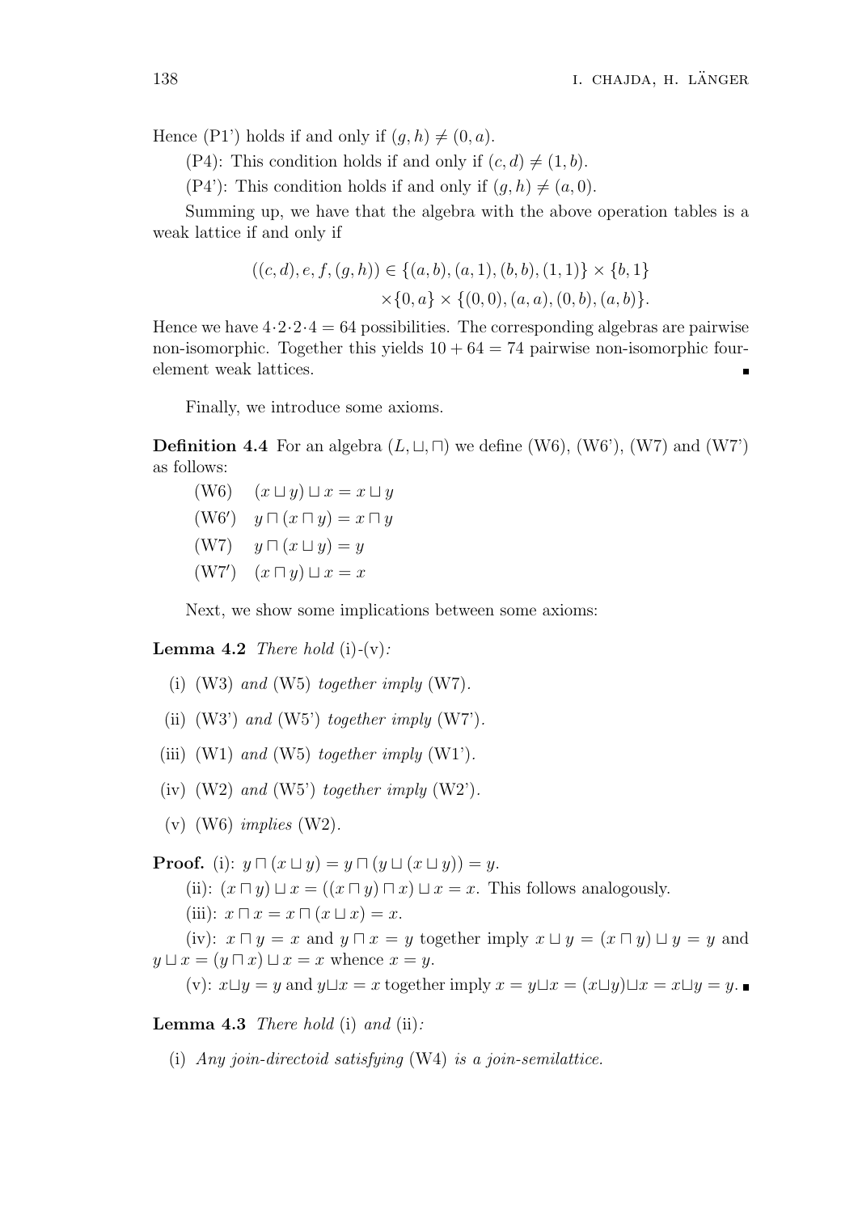Hence (P1') holds if and only if $(g, h) \neq (0, a)$.

(P4): This condition holds if and only if $(c, d) \neq (1, b)$.

(P4'): This condition holds if and only if $(g, h) \neq (a, 0)$.

Summing up, we have that the algebra with the above operation tables is a weak lattice if and only if

$$((c, d), e, f, (g, h)) \in \{(a, b), (a, 1), (b, b), (1, 1)\} \times \{b, 1\}$$
$$\times \{0, a\} \times \{(0, 0), (a, a), (0, b), (a, b)\}.$$

Hence we have $4 \cdot 2 \cdot 2 \cdot 4 = 64$ possibilities. The corresponding algebras are pairwise non-isomorphic. Together this yields $10 + 64 = 74$ pairwise non-isomorphic four-element weak lattices. ∎

Finally, we introduce some axioms.

**Definition 4.4** For an algebra $(L, \sqcup, \sqcap)$ we define (W6), (W6'), (W7) and (W7') as follows:

(W6) $\quad (x \sqcup y) \sqcup x = x \sqcup y$

(W6') $\quad y \sqcap (x \sqcap y) = x \sqcap y$

(W7) $\quad y \sqcap (x \sqcup y) = y$

(W7') $\quad (x \sqcap y) \sqcup x = x$

Next, we show some implications between some axioms:

**Lemma 4.2** *There hold* (i)-(v)*:*

- (i) (W3) *and* (W5) *together imply* (W7).
- (ii) (W3') *and* (W5') *together imply* (W7').
- (iii) (W1) *and* (W5) *together imply* (W1').
- (iv) (W2) *and* (W5') *together imply* (W2').
- (v) (W6) *implies* (W2).

**Proof.** (i): $y \sqcap (x \sqcup y) = y \sqcap (y \sqcup (x \sqcup y)) = y$.

(ii): $(x \sqcap y) \sqcup x = ((x \sqcap y) \sqcap x) \sqcup x = x$. This follows analogously.

(iii): $x \sqcap x = x \sqcap (x \sqcup x) = x$.

(iv): $x \sqcap y = x$ and $y \sqcap x = y$ together imply $x \sqcup y = (x \sqcap y) \sqcup y = y$ and $y \sqcup x = (y \sqcap x) \sqcup x = x$ whence $x = y$.

(v): $x \sqcup y = y$ and $y \sqcup x = x$ together imply $x = y \sqcup x = (x \sqcup y) \sqcup x = x \sqcup y = y$. ∎

**Lemma 4.3** *There hold* (i) *and* (ii)*:*

- (i) *Any join-directoid satisfying* (W4) *is a join-semilattice.*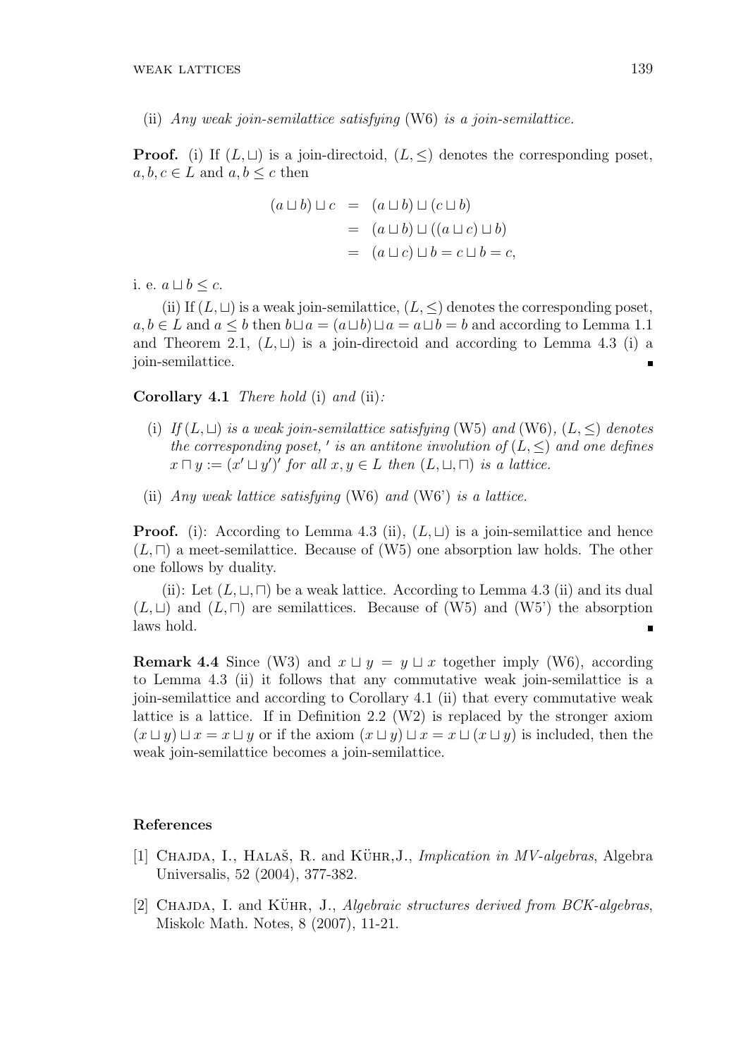(ii) *Any weak join-semilattice satisfying* (W6) *is a join-semilattice.*

**Proof.** (i) If $(L,\sqcup)$ is a join-directoid, $(L,\leq)$ denotes the corresponding poset, $a,b,c\in L$ and $a,b\leq c$ then

$$\begin{aligned}(a\sqcup b)\sqcup c &= (a\sqcup b)\sqcup(c\sqcup b)\\ &= (a\sqcup b)\sqcup((a\sqcup c)\sqcup b)\\ &= (a\sqcup c)\sqcup b = c\sqcup b = c,\end{aligned}$$

i. e. $a\sqcup b\leq c$.

(ii) If $(L,\sqcup)$ is a weak join-semilattice, $(L,\leq)$ denotes the corresponding poset, $a,b\in L$ and $a\leq b$ then $b\sqcup a=(a\sqcup b)\sqcup a=a\sqcup b=b$ and according to Lemma 1.1 and Theorem 2.1, $(L,\sqcup)$ is a join-directoid and according to Lemma 4.3 (i) a join-semilattice. ∎

**Corollary 4.1** *There hold* (i) *and* (ii)*:*

(i) *If* $(L,\sqcup)$ *is a weak join-semilattice satisfying* (W5) *and* (W6)*,* $(L,\leq)$ *denotes the corresponding poset,* $'$ *is an antitone involution of* $(L,\leq)$ *and one defines* $x\sqcap y:=(x'\sqcup y')'$ *for all* $x,y\in L$ *then* $(L,\sqcup,\sqcap)$ *is a lattice.*

(ii) *Any weak lattice satisfying* (W6) *and* (W6') *is a lattice.*

**Proof.** (i): According to Lemma 4.3 (ii), $(L,\sqcup)$ is a join-semilattice and hence $(L,\sqcap)$ a meet-semilattice. Because of (W5) one absorption law holds. The other one follows by duality.

(ii): Let $(L,\sqcup,\sqcap)$ be a weak lattice. According to Lemma 4.3 (ii) and its dual $(L,\sqcup)$ and $(L,\sqcap)$ are semilattices. Because of (W5) and (W5') the absorption laws hold. ∎

**Remark 4.4** Since (W3) and $x\sqcup y=y\sqcup x$ together imply (W6), according to Lemma 4.3 (ii) it follows that any commutative weak join-semilattice is a join-semilattice and according to Corollary 4.1 (ii) that every commutative weak lattice is a lattice. If in Definition 2.2 (W2) is replaced by the stronger axiom $(x\sqcup y)\sqcup x=x\sqcup y$ or if the axiom $(x\sqcup y)\sqcup x=x\sqcup(x\sqcup y)$ is included, then the weak join-semilattice becomes a join-semilattice.

## References

[1] Chajda, I., Halaš, R. and Kühr, J., *Implication in MV-algebras*, Algebra Universalis, 52 (2004), 377-382.

[2] Chajda, I. and Kühr, J., *Algebraic structures derived from BCK-algebras*, Miskolc Math. Notes, 8 (2007), 11-21.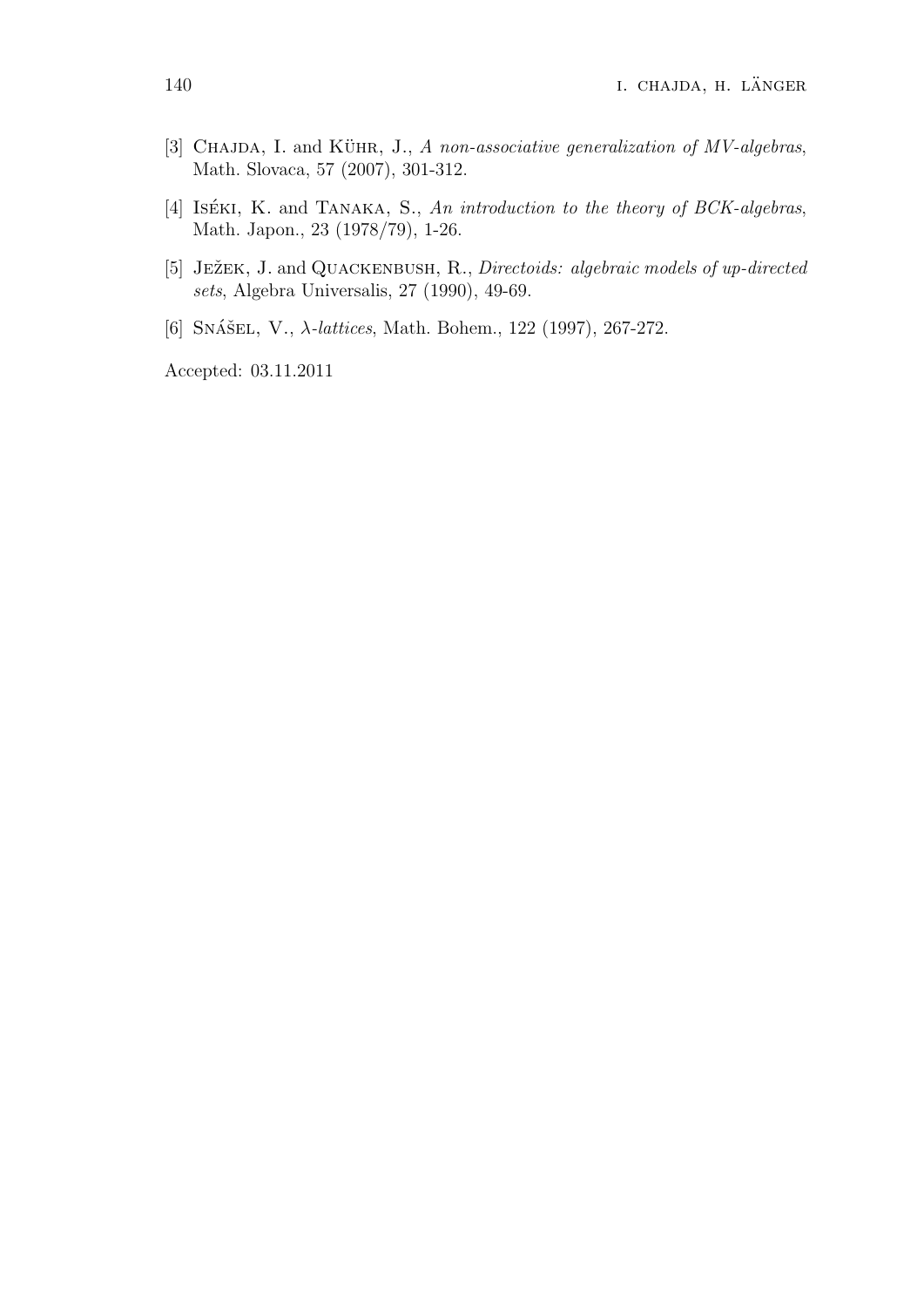[3] Chajda, I. and Kühr, J., *A non-associative generalization of MV-algebras*, Math. Slovaca, 57 (2007), 301-312.

[4] Iséki, K. and Tanaka, S., *An introduction to the theory of BCK-algebras*, Math. Japon., 23 (1978/79), 1-26.

[5] Ježek, J. and Quackenbush, R., *Directoids: algebraic models of up-directed sets*, Algebra Universalis, 27 (1990), 49-69.

[6] Snášel, V., *$\lambda$-lattices*, Math. Bohem., 122 (1997), 267-272.

Accepted: 03.11.2011